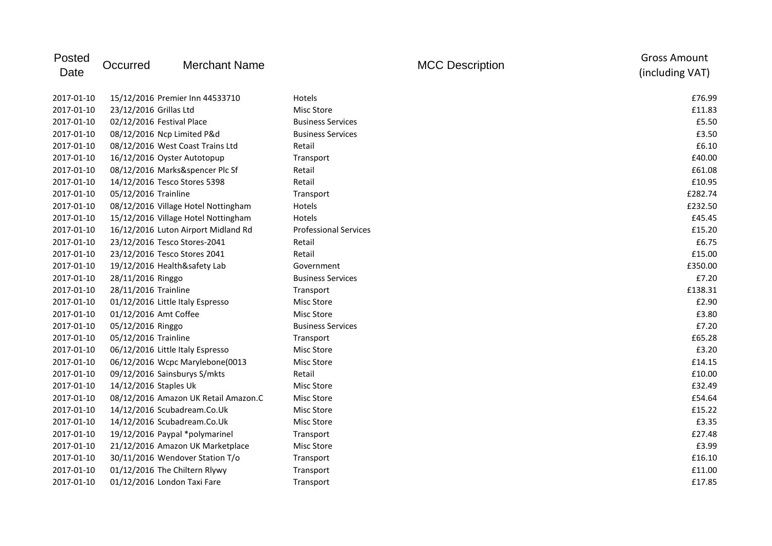| Posted Date | Occurred | Merchant Name | MCC Description | Gross Amount (including VAT) |
|---|---|---|---|---|
| 2017-01-10 | 15/12/2016 | Premier Inn 44533710 | Hotels | £76.99 |
| 2017-01-10 | 23/12/2016 | Grillas Ltd | Misc Store | £11.83 |
| 2017-01-10 | 02/12/2016 | Festival Place | Business Services | £5.50 |
| 2017-01-10 | 08/12/2016 | Ncp Limited P&d | Business Services | £3.50 |
| 2017-01-10 | 08/12/2016 | West Coast Trains Ltd | Retail | £6.10 |
| 2017-01-10 | 16/12/2016 | Oyster Autotopup | Transport | £40.00 |
| 2017-01-10 | 08/12/2016 | Marks&spencer Plc Sf | Retail | £61.08 |
| 2017-01-10 | 14/12/2016 | Tesco Stores 5398 | Retail | £10.95 |
| 2017-01-10 | 05/12/2016 | Trainline | Transport | £282.74 |
| 2017-01-10 | 08/12/2016 | Village Hotel Nottingham | Hotels | £232.50 |
| 2017-01-10 | 15/12/2016 | Village Hotel Nottingham | Hotels | £45.45 |
| 2017-01-10 | 16/12/2016 | Luton Airport Midland Rd | Professional Services | £15.20 |
| 2017-01-10 | 23/12/2016 | Tesco Stores-2041 | Retail | £6.75 |
| 2017-01-10 | 23/12/2016 | Tesco Stores 2041 | Retail | £15.00 |
| 2017-01-10 | 19/12/2016 | Health&safety Lab | Government | £350.00 |
| 2017-01-10 | 28/11/2016 | Ringgo | Business Services | £7.20 |
| 2017-01-10 | 28/11/2016 | Trainline | Transport | £138.31 |
| 2017-01-10 | 01/12/2016 | Little Italy Espresso | Misc Store | £2.90 |
| 2017-01-10 | 01/12/2016 | Amt Coffee | Misc Store | £3.80 |
| 2017-01-10 | 05/12/2016 | Ringgo | Business Services | £7.20 |
| 2017-01-10 | 05/12/2016 | Trainline | Transport | £65.28 |
| 2017-01-10 | 06/12/2016 | Little Italy Espresso | Misc Store | £3.20 |
| 2017-01-10 | 06/12/2016 | Wcpc Marylebone(0013 | Misc Store | £14.15 |
| 2017-01-10 | 09/12/2016 | Sainsburys S/mkts | Retail | £10.00 |
| 2017-01-10 | 14/12/2016 | Staples Uk | Misc Store | £32.49 |
| 2017-01-10 | 08/12/2016 | Amazon UK Retail Amazon.C | Misc Store | £54.64 |
| 2017-01-10 | 14/12/2016 | Scubadream.Co.Uk | Misc Store | £15.22 |
| 2017-01-10 | 14/12/2016 | Scubadream.Co.Uk | Misc Store | £3.35 |
| 2017-01-10 | 19/12/2016 | Paypal *polymarinel | Transport | £27.48 |
| 2017-01-10 | 21/12/2016 | Amazon UK Marketplace | Misc Store | £3.99 |
| 2017-01-10 | 30/11/2016 | Wendover Station T/o | Transport | £16.10 |
| 2017-01-10 | 01/12/2016 | The Chiltern Rlywy | Transport | £11.00 |
| 2017-01-10 | 01/12/2016 | London Taxi Fare | Transport | £17.85 |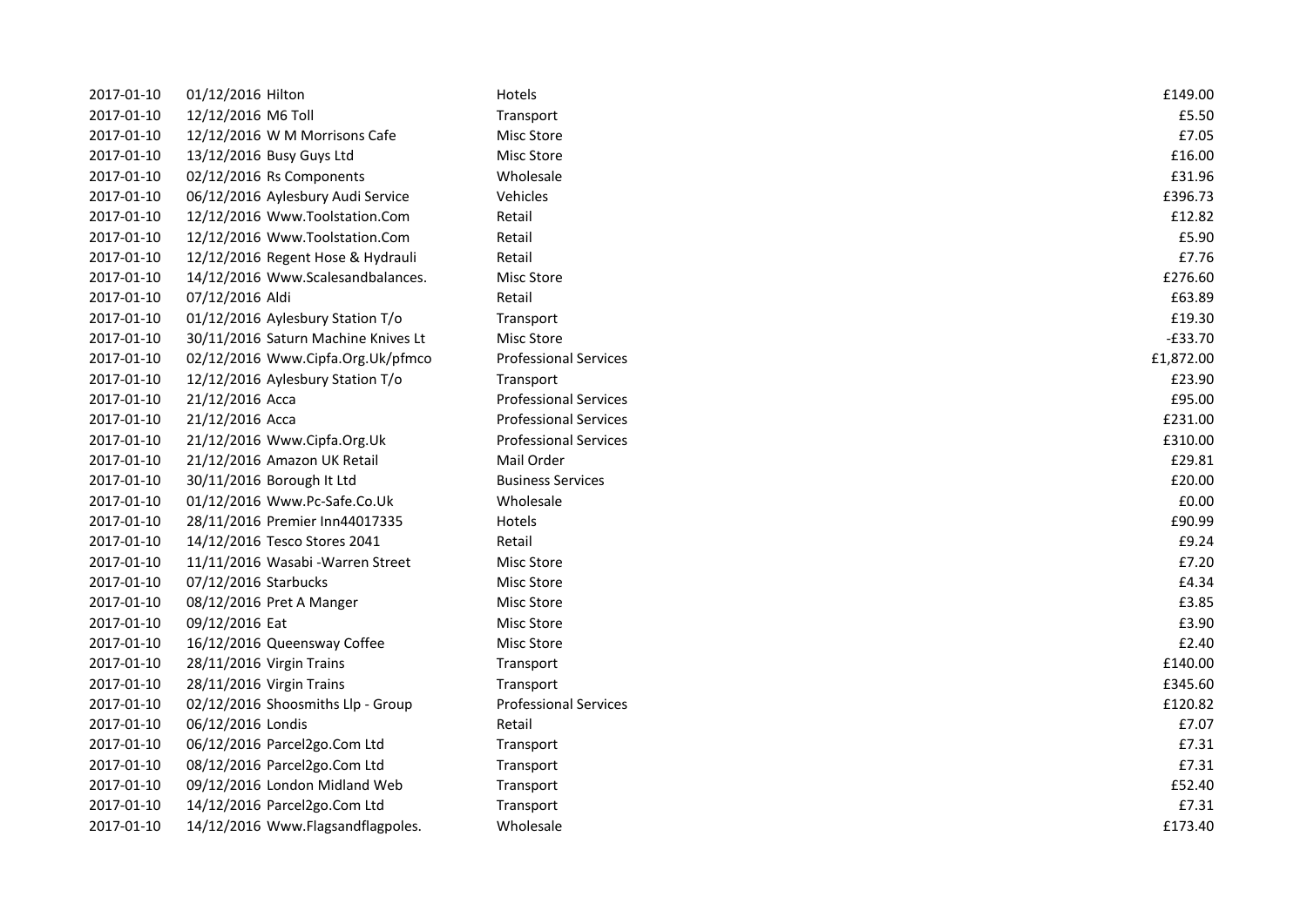| | | | |
|---|---|---|---|
| 2017-01-10 | 01/12/2016 Hilton | Hotels | £149.00 |
| 2017-01-10 | 12/12/2016 M6 Toll | Transport | £5.50 |
| 2017-01-10 | 12/12/2016 W M Morrisons Cafe | Misc Store | £7.05 |
| 2017-01-10 | 13/12/2016 Busy Guys Ltd | Misc Store | £16.00 |
| 2017-01-10 | 02/12/2016 Rs Components | Wholesale | £31.96 |
| 2017-01-10 | 06/12/2016 Aylesbury Audi Service | Vehicles | £396.73 |
| 2017-01-10 | 12/12/2016 Www.Toolstation.Com | Retail | £12.82 |
| 2017-01-10 | 12/12/2016 Www.Toolstation.Com | Retail | £5.90 |
| 2017-01-10 | 12/12/2016 Regent Hose & Hydrauli | Retail | £7.76 |
| 2017-01-10 | 14/12/2016 Www.Scalesandbalances. | Misc Store | £276.60 |
| 2017-01-10 | 07/12/2016 Aldi | Retail | £63.89 |
| 2017-01-10 | 01/12/2016 Aylesbury Station T/o | Transport | £19.30 |
| 2017-01-10 | 30/11/2016 Saturn Machine Knives Lt | Misc Store | -£33.70 |
| 2017-01-10 | 02/12/2016 Www.Cipfa.Org.Uk/pfmco | Professional Services | £1,872.00 |
| 2017-01-10 | 12/12/2016 Aylesbury Station T/o | Transport | £23.90 |
| 2017-01-10 | 21/12/2016 Acca | Professional Services | £95.00 |
| 2017-01-10 | 21/12/2016 Acca | Professional Services | £231.00 |
| 2017-01-10 | 21/12/2016 Www.Cipfa.Org.Uk | Professional Services | £310.00 |
| 2017-01-10 | 21/12/2016 Amazon UK Retail | Mail Order | £29.81 |
| 2017-01-10 | 30/11/2016 Borough It Ltd | Business Services | £20.00 |
| 2017-01-10 | 01/12/2016 Www.Pc-Safe.Co.Uk | Wholesale | £0.00 |
| 2017-01-10 | 28/11/2016 Premier Inn44017335 | Hotels | £90.99 |
| 2017-01-10 | 14/12/2016 Tesco Stores 2041 | Retail | £9.24 |
| 2017-01-10 | 11/11/2016 Wasabi -Warren Street | Misc Store | £7.20 |
| 2017-01-10 | 07/12/2016 Starbucks | Misc Store | £4.34 |
| 2017-01-10 | 08/12/2016 Pret A Manger | Misc Store | £3.85 |
| 2017-01-10 | 09/12/2016 Eat | Misc Store | £3.90 |
| 2017-01-10 | 16/12/2016 Queensway Coffee | Misc Store | £2.40 |
| 2017-01-10 | 28/11/2016 Virgin Trains | Transport | £140.00 |
| 2017-01-10 | 28/11/2016 Virgin Trains | Transport | £345.60 |
| 2017-01-10 | 02/12/2016 Shoosmiths Llp - Group | Professional Services | £120.82 |
| 2017-01-10 | 06/12/2016 Londis | Retail | £7.07 |
| 2017-01-10 | 06/12/2016 Parcel2go.Com Ltd | Transport | £7.31 |
| 2017-01-10 | 08/12/2016 Parcel2go.Com Ltd | Transport | £7.31 |
| 2017-01-10 | 09/12/2016 London Midland Web | Transport | £52.40 |
| 2017-01-10 | 14/12/2016 Parcel2go.Com Ltd | Transport | £7.31 |
| 2017-01-10 | 14/12/2016 Www.Flagsandflagpoles. | Wholesale | £173.40 |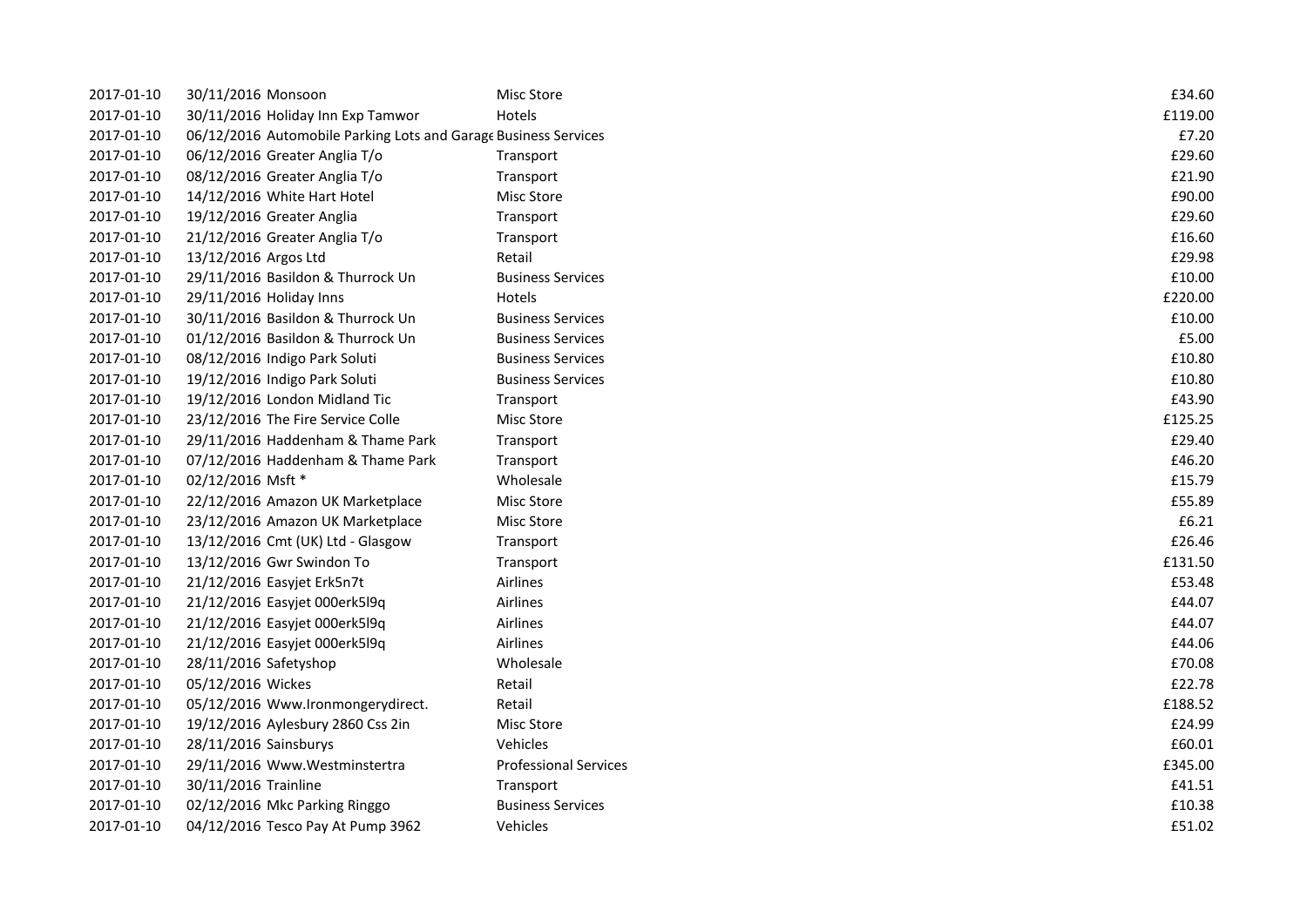| | | | |
|---|---|---|---|
| 2017-01-10 | 30/11/2016 Monsoon | Misc Store | £34.60 |
| 2017-01-10 | 30/11/2016 Holiday Inn Exp Tamwor | Hotels | £119.00 |
| 2017-01-10 | 06/12/2016 Automobile Parking Lots and Garage | Business Services | £7.20 |
| 2017-01-10 | 06/12/2016 Greater Anglia T/o | Transport | £29.60 |
| 2017-01-10 | 08/12/2016 Greater Anglia T/o | Transport | £21.90 |
| 2017-01-10 | 14/12/2016 White Hart Hotel | Misc Store | £90.00 |
| 2017-01-10 | 19/12/2016 Greater Anglia | Transport | £29.60 |
| 2017-01-10 | 21/12/2016 Greater Anglia T/o | Transport | £16.60 |
| 2017-01-10 | 13/12/2016 Argos Ltd | Retail | £29.98 |
| 2017-01-10 | 29/11/2016 Basildon & Thurrock Un | Business Services | £10.00 |
| 2017-01-10 | 29/11/2016 Holiday Inns | Hotels | £220.00 |
| 2017-01-10 | 30/11/2016 Basildon & Thurrock Un | Business Services | £10.00 |
| 2017-01-10 | 01/12/2016 Basildon & Thurrock Un | Business Services | £5.00 |
| 2017-01-10 | 08/12/2016 Indigo Park Soluti | Business Services | £10.80 |
| 2017-01-10 | 19/12/2016 Indigo Park Soluti | Business Services | £10.80 |
| 2017-01-10 | 19/12/2016 London Midland Tic | Transport | £43.90 |
| 2017-01-10 | 23/12/2016 The Fire Service Colle | Misc Store | £125.25 |
| 2017-01-10 | 29/11/2016 Haddenham & Thame Park | Transport | £29.40 |
| 2017-01-10 | 07/12/2016 Haddenham & Thame Park | Transport | £46.20 |
| 2017-01-10 | 02/12/2016 Msft * | Wholesale | £15.79 |
| 2017-01-10 | 22/12/2016 Amazon UK Marketplace | Misc Store | £55.89 |
| 2017-01-10 | 23/12/2016 Amazon UK Marketplace | Misc Store | £6.21 |
| 2017-01-10 | 13/12/2016 Cmt (UK) Ltd - Glasgow | Transport | £26.46 |
| 2017-01-10 | 13/12/2016 Gwr Swindon To | Transport | £131.50 |
| 2017-01-10 | 21/12/2016 Easyjet Erk5n7t | Airlines | £53.48 |
| 2017-01-10 | 21/12/2016 Easyjet 000erk5l9q | Airlines | £44.07 |
| 2017-01-10 | 21/12/2016 Easyjet 000erk5l9q | Airlines | £44.07 |
| 2017-01-10 | 21/12/2016 Easyjet 000erk5l9q | Airlines | £44.06 |
| 2017-01-10 | 28/11/2016 Safetyshop | Wholesale | £70.08 |
| 2017-01-10 | 05/12/2016 Wickes | Retail | £22.78 |
| 2017-01-10 | 05/12/2016 Www.Ironmongerydirect. | Retail | £188.52 |
| 2017-01-10 | 19/12/2016 Aylesbury 2860 Css 2in | Misc Store | £24.99 |
| 2017-01-10 | 28/11/2016 Sainsburys | Vehicles | £60.01 |
| 2017-01-10 | 29/11/2016 Www.Westminstertra | Professional Services | £345.00 |
| 2017-01-10 | 30/11/2016 Trainline | Transport | £41.51 |
| 2017-01-10 | 02/12/2016 Mkc Parking Ringgo | Business Services | £10.38 |
| 2017-01-10 | 04/12/2016 Tesco Pay At Pump 3962 | Vehicles | £51.02 |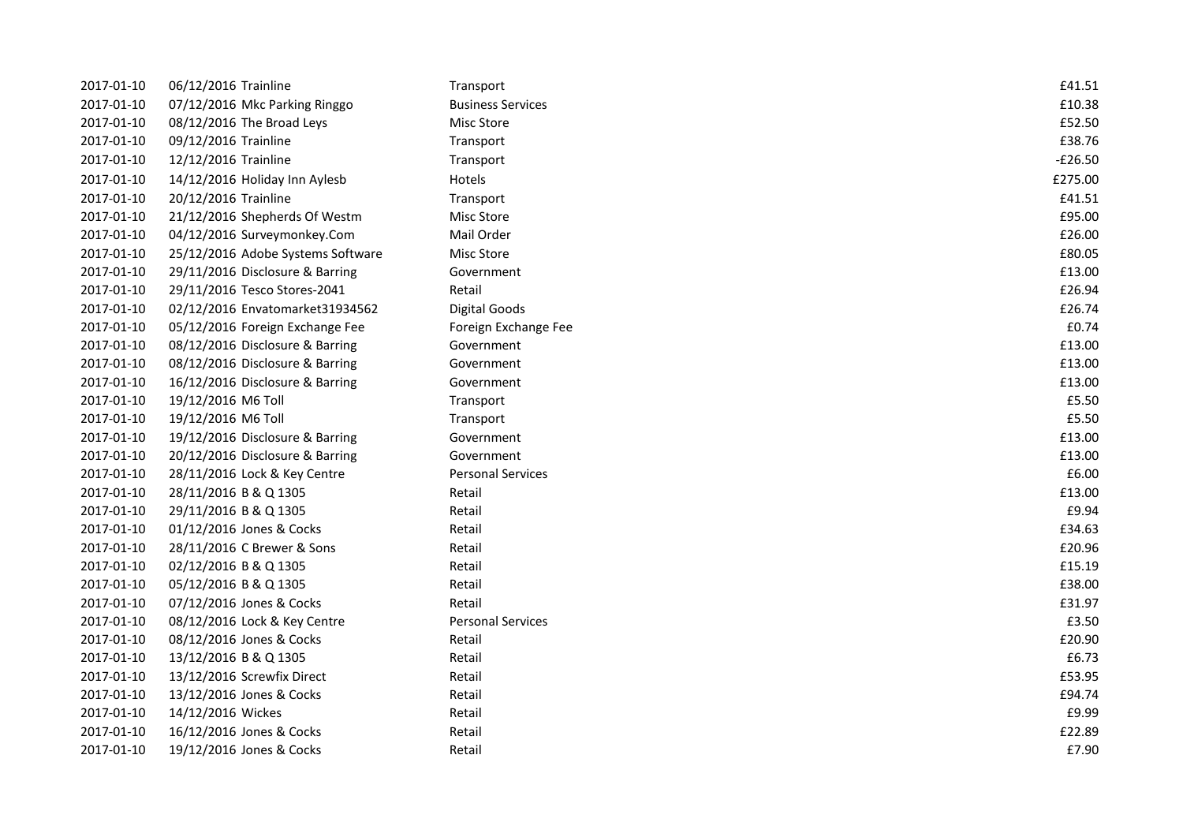| | | | |
|---|---|---|---|
| 2017-01-10 | 06/12/2016 Trainline | Transport | £41.51 |
| 2017-01-10 | 07/12/2016 Mkc Parking Ringgo | Business Services | £10.38 |
| 2017-01-10 | 08/12/2016 The Broad Leys | Misc Store | £52.50 |
| 2017-01-10 | 09/12/2016 Trainline | Transport | £38.76 |
| 2017-01-10 | 12/12/2016 Trainline | Transport | -£26.50 |
| 2017-01-10 | 14/12/2016 Holiday Inn Aylesb | Hotels | £275.00 |
| 2017-01-10 | 20/12/2016 Trainline | Transport | £41.51 |
| 2017-01-10 | 21/12/2016 Shepherds Of Westm | Misc Store | £95.00 |
| 2017-01-10 | 04/12/2016 Surveymonkey.Com | Mail Order | £26.00 |
| 2017-01-10 | 25/12/2016 Adobe Systems Software | Misc Store | £80.05 |
| 2017-01-10 | 29/11/2016 Disclosure & Barring | Government | £13.00 |
| 2017-01-10 | 29/11/2016 Tesco Stores-2041 | Retail | £26.94 |
| 2017-01-10 | 02/12/2016 Envatomarket31934562 | Digital Goods | £26.74 |
| 2017-01-10 | 05/12/2016 Foreign Exchange Fee | Foreign Exchange Fee | £0.74 |
| 2017-01-10 | 08/12/2016 Disclosure & Barring | Government | £13.00 |
| 2017-01-10 | 08/12/2016 Disclosure & Barring | Government | £13.00 |
| 2017-01-10 | 16/12/2016 Disclosure & Barring | Government | £13.00 |
| 2017-01-10 | 19/12/2016 M6 Toll | Transport | £5.50 |
| 2017-01-10 | 19/12/2016 M6 Toll | Transport | £5.50 |
| 2017-01-10 | 19/12/2016 Disclosure & Barring | Government | £13.00 |
| 2017-01-10 | 20/12/2016 Disclosure & Barring | Government | £13.00 |
| 2017-01-10 | 28/11/2016 Lock & Key Centre | Personal Services | £6.00 |
| 2017-01-10 | 28/11/2016 B & Q 1305 | Retail | £13.00 |
| 2017-01-10 | 29/11/2016 B & Q 1305 | Retail | £9.94 |
| 2017-01-10 | 01/12/2016 Jones & Cocks | Retail | £34.63 |
| 2017-01-10 | 28/11/2016 C Brewer & Sons | Retail | £20.96 |
| 2017-01-10 | 02/12/2016 B & Q 1305 | Retail | £15.19 |
| 2017-01-10 | 05/12/2016 B & Q 1305 | Retail | £38.00 |
| 2017-01-10 | 07/12/2016 Jones & Cocks | Retail | £31.97 |
| 2017-01-10 | 08/12/2016 Lock & Key Centre | Personal Services | £3.50 |
| 2017-01-10 | 08/12/2016 Jones & Cocks | Retail | £20.90 |
| 2017-01-10 | 13/12/2016 B & Q 1305 | Retail | £6.73 |
| 2017-01-10 | 13/12/2016 Screwfix Direct | Retail | £53.95 |
| 2017-01-10 | 13/12/2016 Jones & Cocks | Retail | £94.74 |
| 2017-01-10 | 14/12/2016 Wickes | Retail | £9.99 |
| 2017-01-10 | 16/12/2016 Jones & Cocks | Retail | £22.89 |
| 2017-01-10 | 19/12/2016 Jones & Cocks | Retail | £7.90 |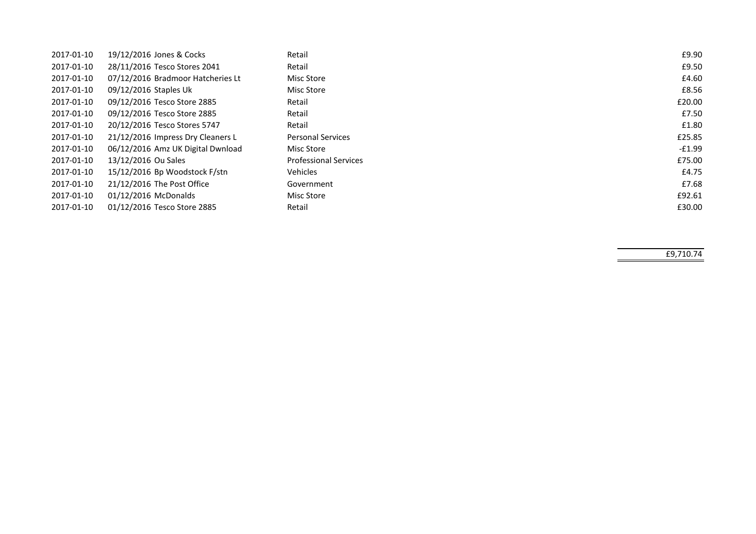| | | | |
|---|---|---|---|
| 2017-01-10 | 19/12/2016 Jones & Cocks | Retail | £9.90 |
| 2017-01-10 | 28/11/2016 Tesco Stores 2041 | Retail | £9.50 |
| 2017-01-10 | 07/12/2016 Bradmoor Hatcheries Lt | Misc Store | £4.60 |
| 2017-01-10 | 09/12/2016 Staples Uk | Misc Store | £8.56 |
| 2017-01-10 | 09/12/2016 Tesco Store 2885 | Retail | £20.00 |
| 2017-01-10 | 09/12/2016 Tesco Store 2885 | Retail | £7.50 |
| 2017-01-10 | 20/12/2016 Tesco Stores 5747 | Retail | £1.80 |
| 2017-01-10 | 21/12/2016 Impress Dry Cleaners L | Personal Services | £25.85 |
| 2017-01-10 | 06/12/2016 Amz UK Digital Dwnload | Misc Store | -£1.99 |
| 2017-01-10 | 13/12/2016 Ou Sales | Professional Services | £75.00 |
| 2017-01-10 | 15/12/2016 Bp Woodstock F/stn | Vehicles | £4.75 |
| 2017-01-10 | 21/12/2016 The Post Office | Government | £7.68 |
| 2017-01-10 | 01/12/2016 McDonalds | Misc Store | £92.61 |
| 2017-01-10 | 01/12/2016 Tesco Store 2885 | Retail | £30.00 |
| | | | £9,710.74 |